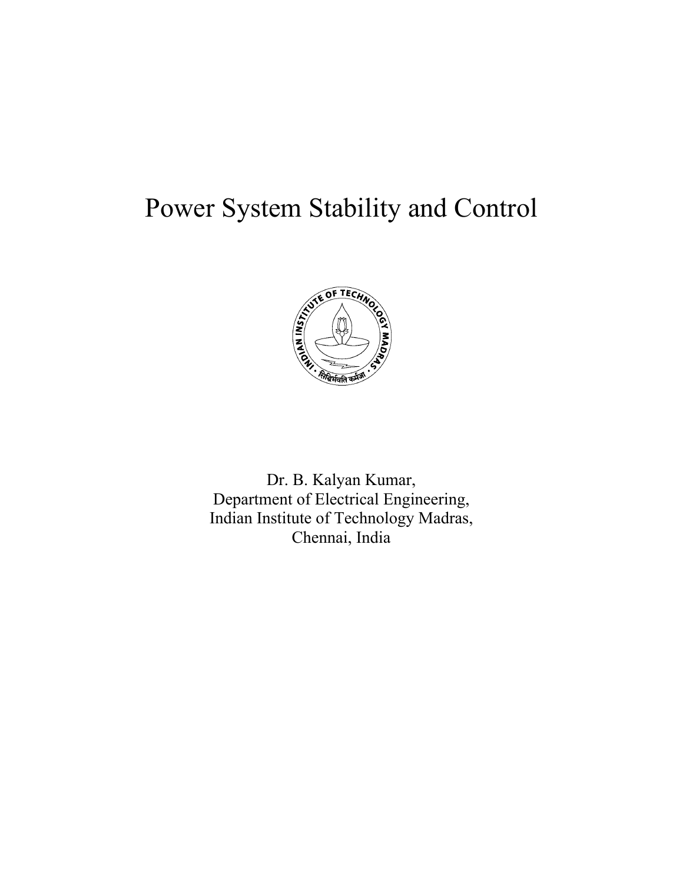# Power System Stability and Control

Dr. B. Kalyan Kumar,
Department of Electrical Engineering,
Indian Institute of Technology Madras,
Chennai, India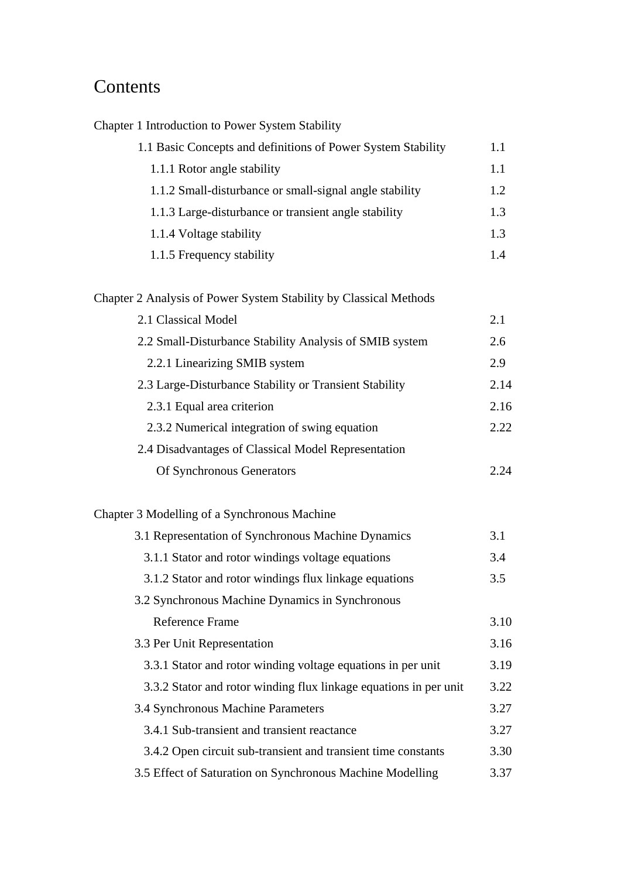# Contents

Chapter 1 Introduction to Power System Stability

| | |
|---|---|
| 1.1 Basic Concepts and definitions of Power System Stability | 1.1 |
| 1.1.1 Rotor angle stability | 1.1 |
| 1.1.2 Small-disturbance or small-signal angle stability | 1.2 |
| 1.1.3 Large-disturbance or transient angle stability | 1.3 |
| 1.1.4 Voltage stability | 1.3 |
| 1.1.5 Frequency stability | 1.4 |

Chapter 2 Analysis of Power System Stability by Classical Methods

| | |
|---|---|
| 2.1 Classical Model | 2.1 |
| 2.2 Small-Disturbance Stability Analysis of SMIB system | 2.6 |
| 2.2.1 Linearizing SMIB system | 2.9 |
| 2.3 Large-Disturbance Stability or Transient Stability | 2.14 |
| 2.3.1 Equal area criterion | 2.16 |
| 2.3.2 Numerical integration of swing equation | 2.22 |
| 2.4 Disadvantages of Classical Model Representation Of Synchronous Generators | 2.24 |

Chapter 3 Modelling of a Synchronous Machine

| | |
|---|---|
| 3.1 Representation of Synchronous Machine Dynamics | 3.1 |
| 3.1.1 Stator and rotor windings voltage equations | 3.4 |
| 3.1.2 Stator and rotor windings flux linkage equations | 3.5 |
| 3.2 Synchronous Machine Dynamics in Synchronous Reference Frame | 3.10 |
| 3.3 Per Unit Representation | 3.16 |
| 3.3.1 Stator and rotor winding voltage equations in per unit | 3.19 |
| 3.3.2 Stator and rotor winding flux linkage equations in per unit | 3.22 |
| 3.4 Synchronous Machine Parameters | 3.27 |
| 3.4.1 Sub-transient and transient reactance | 3.27 |
| 3.4.2 Open circuit sub-transient and transient time constants | 3.30 |
| 3.5 Effect of Saturation on Synchronous Machine Modelling | 3.37 |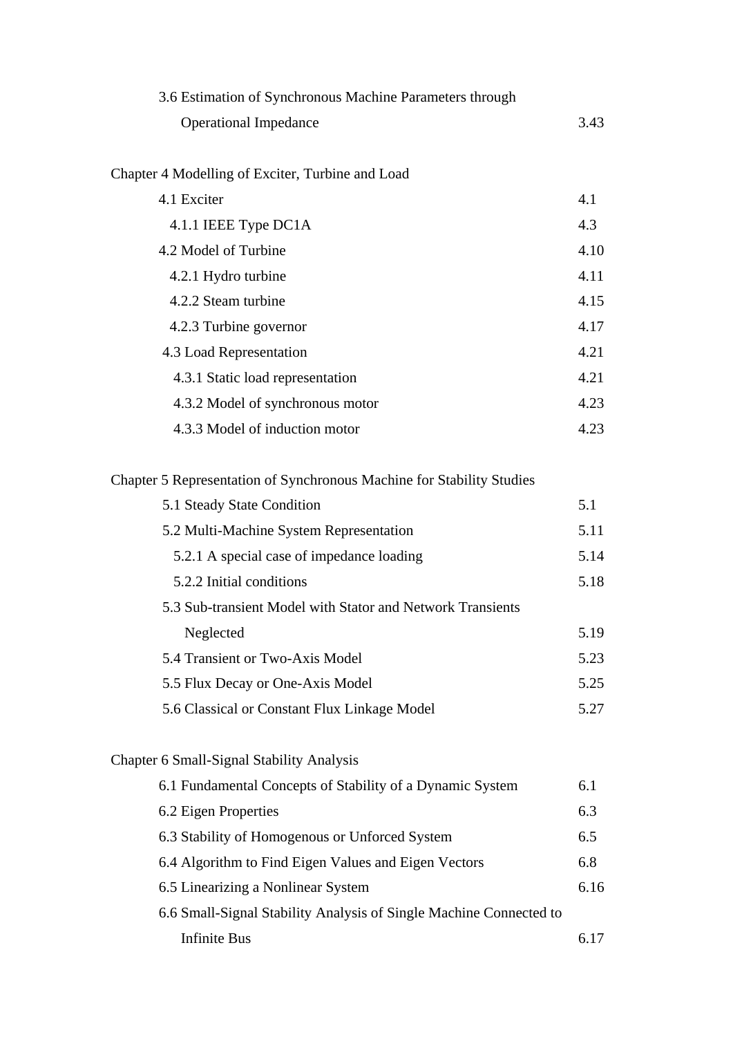| | |
|---|---|
| 3.6 Estimation of Synchronous Machine Parameters through Operational Impedance | 3.43 |
| **Chapter 4 Modelling of Exciter, Turbine and Load** | |
| 4.1 Exciter | 4.1 |
| 4.1.1 IEEE Type DC1A | 4.3 |
| 4.2 Model of Turbine | 4.10 |
| 4.2.1 Hydro turbine | 4.11 |
| 4.2.2 Steam turbine | 4.15 |
| 4.2.3 Turbine governor | 4.17 |
| 4.3 Load Representation | 4.21 |
| 4.3.1 Static load representation | 4.21 |
| 4.3.2 Model of synchronous motor | 4.23 |
| 4.3.3 Model of induction motor | 4.23 |
| **Chapter 5 Representation of Synchronous Machine for Stability Studies** | |
| 5.1 Steady State Condition | 5.1 |
| 5.2 Multi-Machine System Representation | 5.11 |
| 5.2.1 A special case of impedance loading | 5.14 |
| 5.2.2 Initial conditions | 5.18 |
| 5.3 Sub-transient Model with Stator and Network Transients Neglected | 5.19 |
| 5.4 Transient or Two-Axis Model | 5.23 |
| 5.5 Flux Decay or One-Axis Model | 5.25 |
| 5.6 Classical or Constant Flux Linkage Model | 5.27 |
| **Chapter 6 Small-Signal Stability Analysis** | |
| 6.1 Fundamental Concepts of Stability of a Dynamic System | 6.1 |
| 6.2 Eigen Properties | 6.3 |
| 6.3 Stability of Homogenous or Unforced System | 6.5 |
| 6.4 Algorithm to Find Eigen Values and Eigen Vectors | 6.8 |
| 6.5 Linearizing a Nonlinear System | 6.16 |
| 6.6 Small-Signal Stability Analysis of Single Machine Connected to Infinite Bus | 6.17 |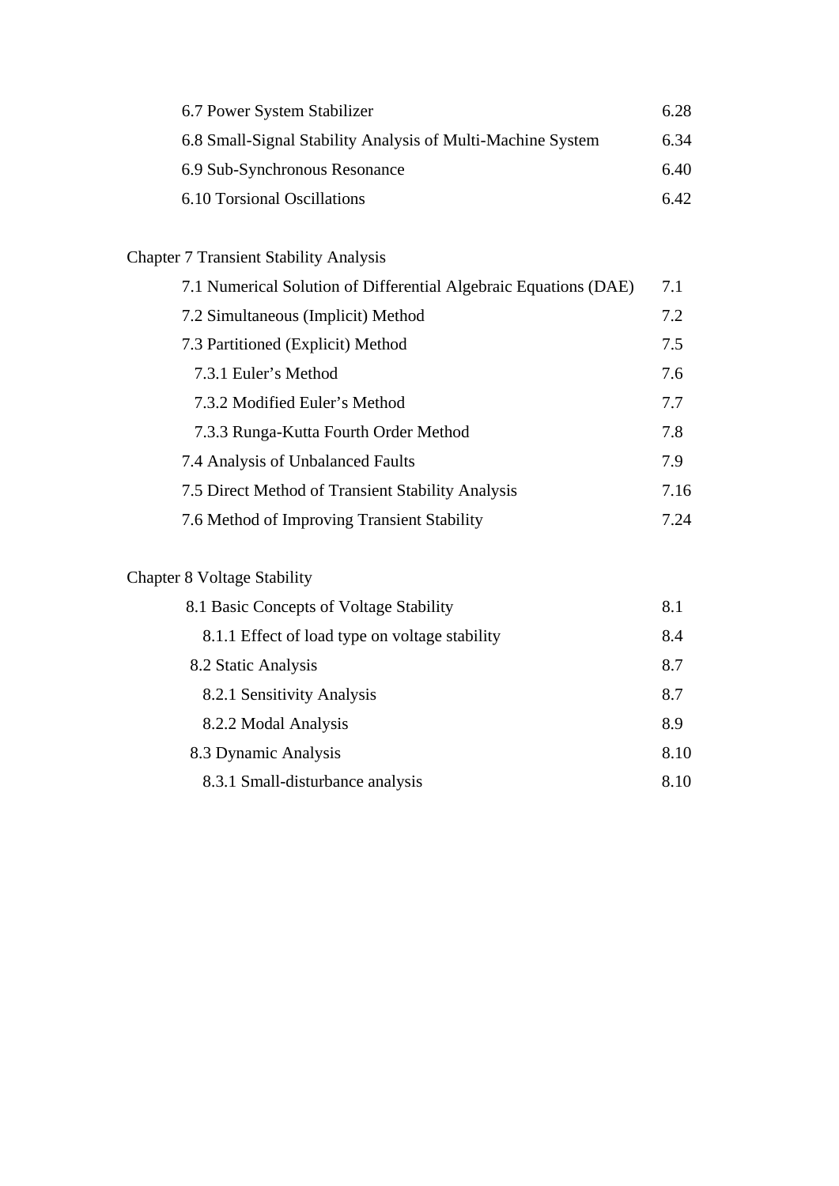| | |
|---|---|
| 6.7 Power System Stabilizer | 6.28 |
| 6.8 Small-Signal Stability Analysis of Multi-Machine System | 6.34 |
| 6.9 Sub-Synchronous Resonance | 6.40 |
| 6.10 Torsional Oscillations | 6.42 |

Chapter 7 Transient Stability Analysis

| | |
|---|---|
| 7.1 Numerical Solution of Differential Algebraic Equations (DAE) | 7.1 |
| 7.2 Simultaneous (Implicit) Method | 7.2 |
| 7.3 Partitioned (Explicit) Method | 7.5 |
| 7.3.1 Euler's Method | 7.6 |
| 7.3.2 Modified Euler's Method | 7.7 |
| 7.3.3 Runga-Kutta Fourth Order Method | 7.8 |
| 7.4 Analysis of Unbalanced Faults | 7.9 |
| 7.5 Direct Method of Transient Stability Analysis | 7.16 |
| 7.6 Method of Improving Transient Stability | 7.24 |

Chapter 8 Voltage Stability

| | |
|---|---|
| 8.1 Basic Concepts of Voltage Stability | 8.1 |
| 8.1.1 Effect of load type on voltage stability | 8.4 |
| 8.2 Static Analysis | 8.7 |
| 8.2.1 Sensitivity Analysis | 8.7 |
| 8.2.2 Modal Analysis | 8.9 |
| 8.3 Dynamic Analysis | 8.10 |
| 8.3.1 Small-disturbance analysis | 8.10 |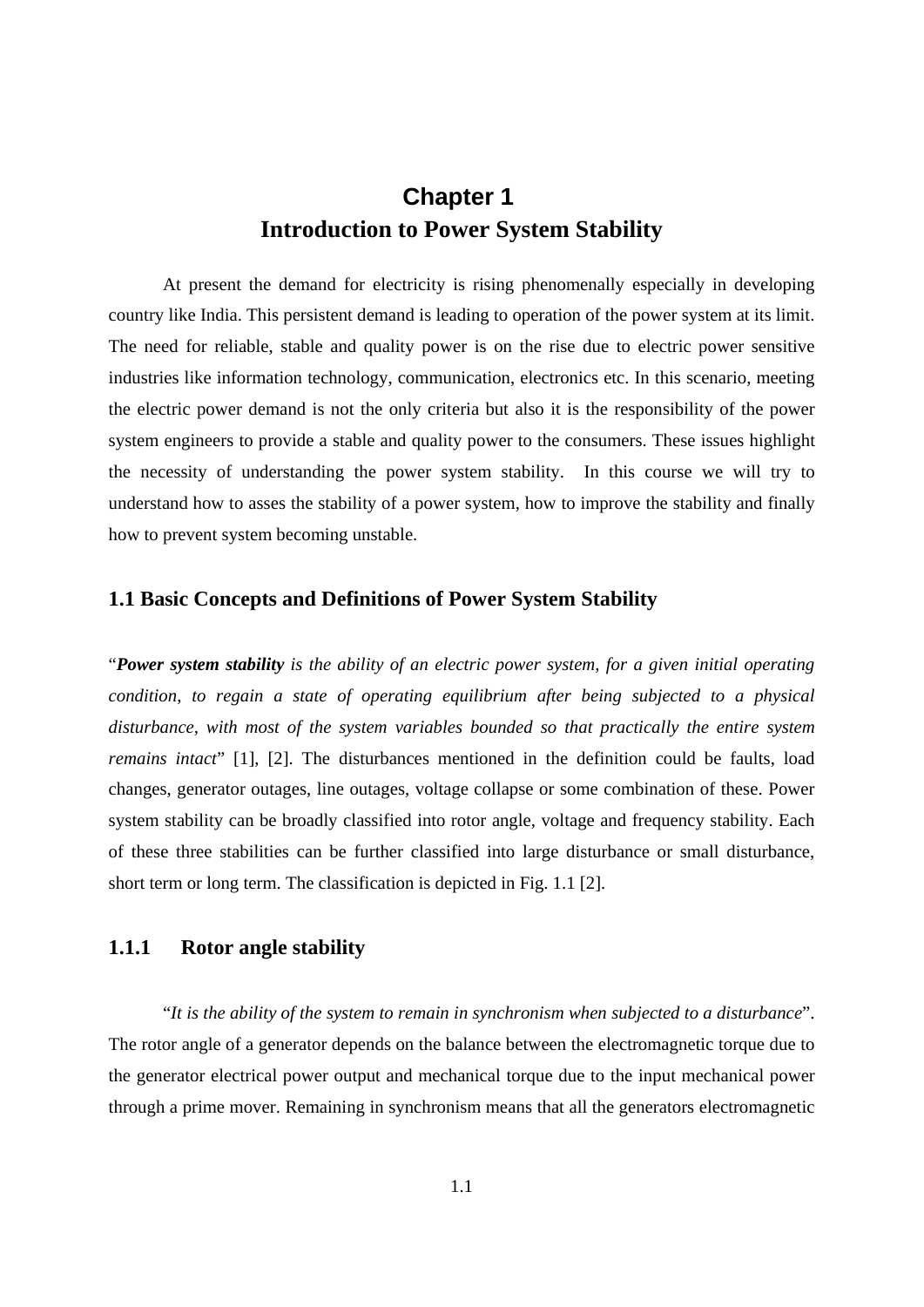# Chapter 1
# Introduction to Power System Stability

At present the demand for electricity is rising phenomenally especially in developing country like India. This persistent demand is leading to operation of the power system at its limit. The need for reliable, stable and quality power is on the rise due to electric power sensitive industries like information technology, communication, electronics etc. In this scenario, meeting the electric power demand is not the only criteria but also it is the responsibility of the power system engineers to provide a stable and quality power to the consumers. These issues highlight the necessity of understanding the power system stability. In this course we will try to understand how to asses the stability of a power system, how to improve the stability and finally how to prevent system becoming unstable.

## 1.1 Basic Concepts and Definitions of Power System Stability

"***Power system stability*** *is the ability of an electric power system, for a given initial operating condition, to regain a state of operating equilibrium after being subjected to a physical disturbance, with most of the system variables bounded so that practically the entire system remains intact*" [1], [2]. The disturbances mentioned in the definition could be faults, load changes, generator outages, line outages, voltage collapse or some combination of these. Power system stability can be broadly classified into rotor angle, voltage and frequency stability. Each of these three stabilities can be further classified into large disturbance or small disturbance, short term or long term. The classification is depicted in Fig. 1.1 [2].

### 1.1.1 Rotor angle stability

"*It is the ability of the system to remain in synchronism when subjected to a disturbance*". The rotor angle of a generator depends on the balance between the electromagnetic torque due to the generator electrical power output and mechanical torque due to the input mechanical power through a prime mover. Remaining in synchronism means that all the generators electromagnetic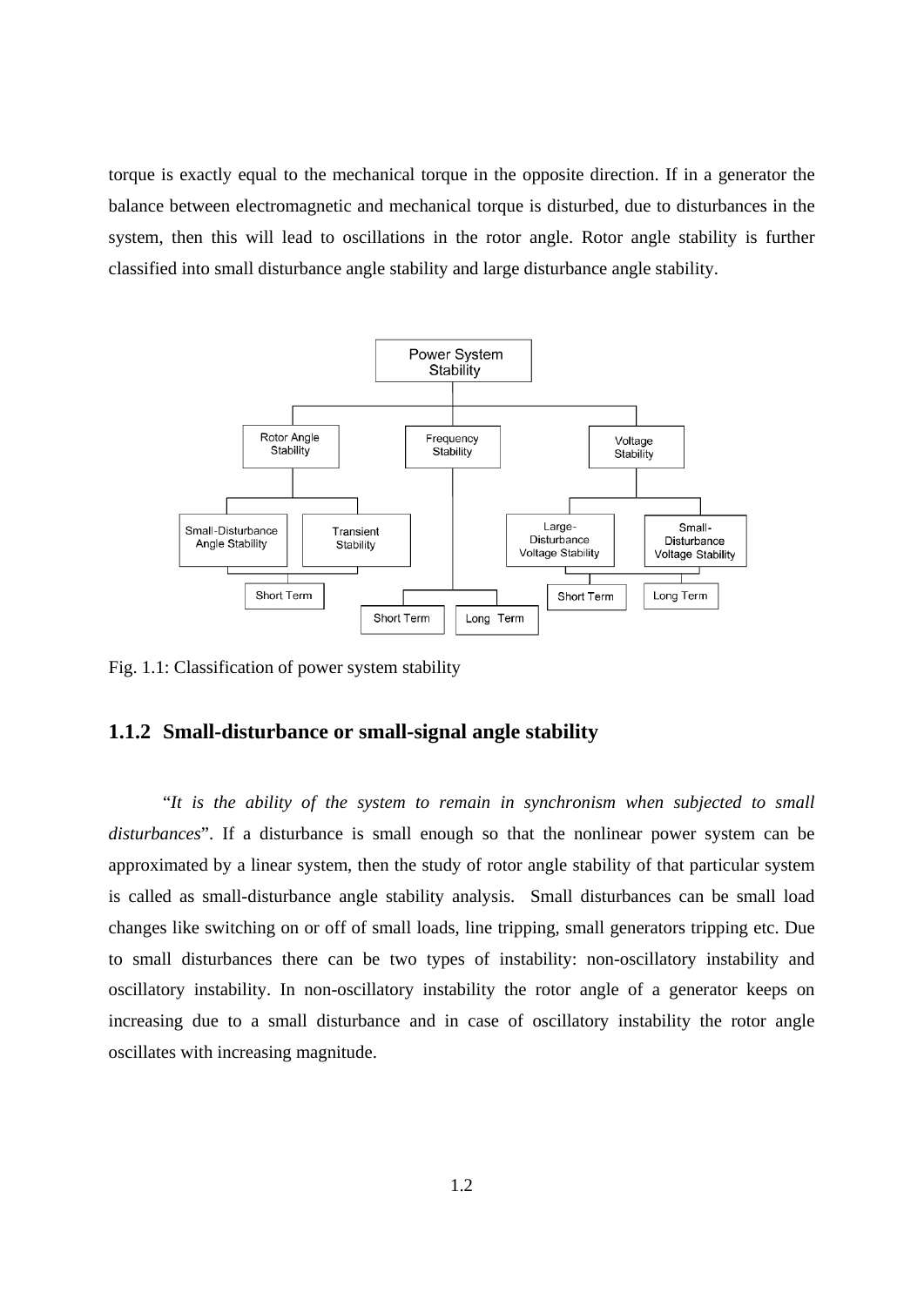torque is exactly equal to the mechanical torque in the opposite direction. If in a generator the balance between electromagnetic and mechanical torque is disturbed, due to disturbances in the system, then this will lead to oscillations in the rotor angle. Rotor angle stability is further classified into small disturbance angle stability and large disturbance angle stability.

Fig. 1.1: Classification of power system stability

### 1.1.2 Small-disturbance or small-signal angle stability

"*It is the ability of the system to remain in synchronism when subjected to small disturbances*". If a disturbance is small enough so that the nonlinear power system can be approximated by a linear system, then the study of rotor angle stability of that particular system is called as small-disturbance angle stability analysis. Small disturbances can be small load changes like switching on or off of small loads, line tripping, small generators tripping etc. Due to small disturbances there can be two types of instability: non-oscillatory instability and oscillatory instability. In non-oscillatory instability the rotor angle of a generator keeps on increasing due to a small disturbance and in case of oscillatory instability the rotor angle oscillates with increasing magnitude.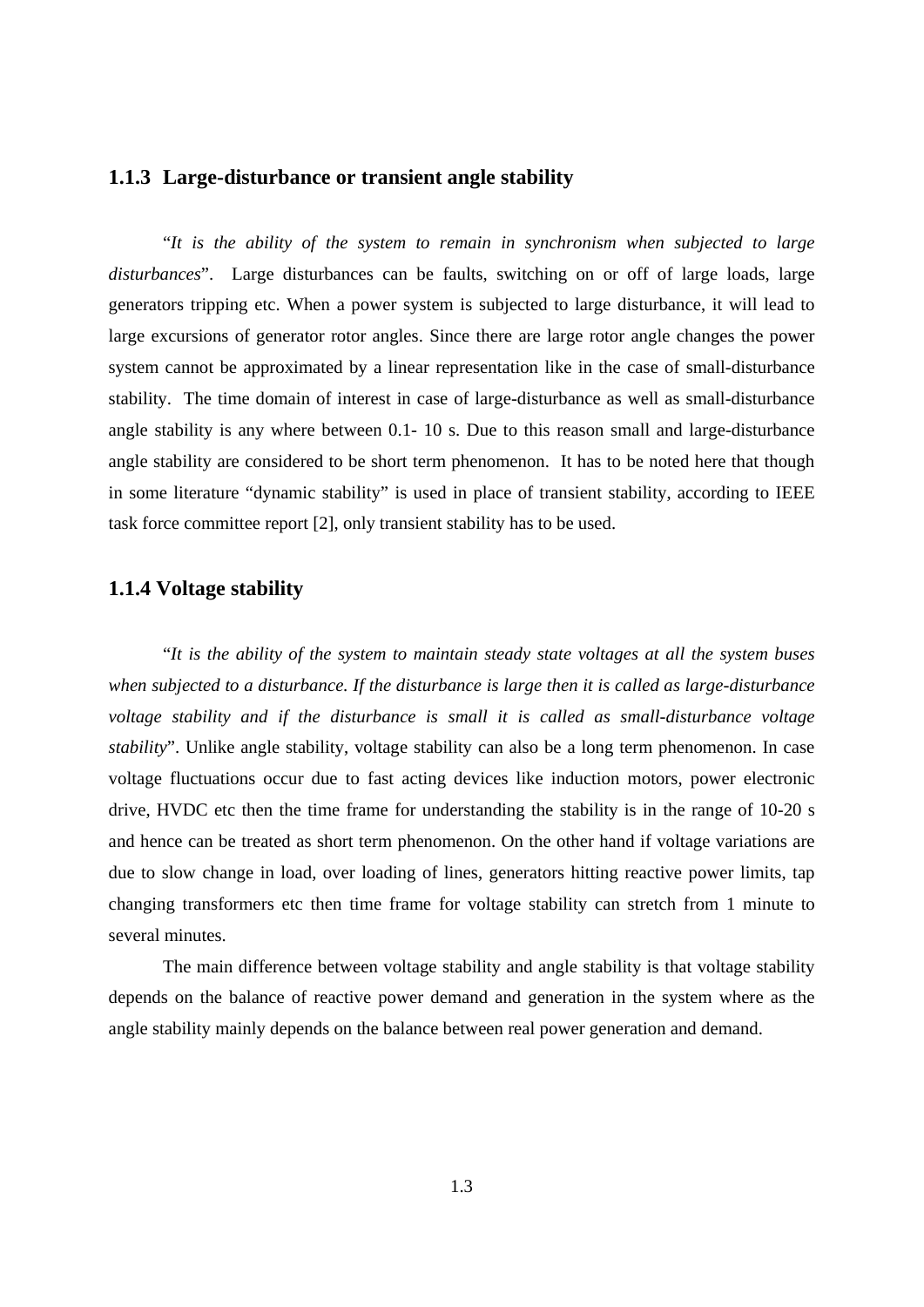### 1.1.3 Large-disturbance or transient angle stability

"*It is the ability of the system to remain in synchronism when subjected to large disturbances*". Large disturbances can be faults, switching on or off of large loads, large generators tripping etc. When a power system is subjected to large disturbance, it will lead to large excursions of generator rotor angles. Since there are large rotor angle changes the power system cannot be approximated by a linear representation like in the case of small-disturbance stability. The time domain of interest in case of large-disturbance as well as small-disturbance angle stability is any where between 0.1- 10 s. Due to this reason small and large-disturbance angle stability are considered to be short term phenomenon. It has to be noted here that though in some literature "dynamic stability" is used in place of transient stability, according to IEEE task force committee report [2], only transient stability has to be used.

### 1.1.4 Voltage stability

"*It is the ability of the system to maintain steady state voltages at all the system buses when subjected to a disturbance. If the disturbance is large then it is called as large-disturbance voltage stability and if the disturbance is small it is called as small-disturbance voltage stability*". Unlike angle stability, voltage stability can also be a long term phenomenon. In case voltage fluctuations occur due to fast acting devices like induction motors, power electronic drive, HVDC etc then the time frame for understanding the stability is in the range of 10-20 s and hence can be treated as short term phenomenon. On the other hand if voltage variations are due to slow change in load, over loading of lines, generators hitting reactive power limits, tap changing transformers etc then time frame for voltage stability can stretch from 1 minute to several minutes.

The main difference between voltage stability and angle stability is that voltage stability depends on the balance of reactive power demand and generation in the system where as the angle stability mainly depends on the balance between real power generation and demand.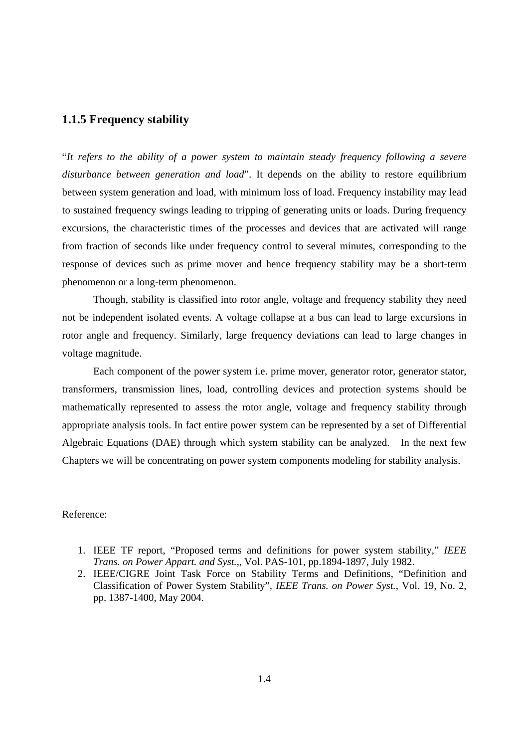### 1.1.5 Frequency stability

"*It refers to the ability of a power system to maintain steady frequency following a severe disturbance between generation and load*". It depends on the ability to restore equilibrium between system generation and load, with minimum loss of load. Frequency instability may lead to sustained frequency swings leading to tripping of generating units or loads. During frequency excursions, the characteristic times of the processes and devices that are activated will range from fraction of seconds like under frequency control to several minutes, corresponding to the response of devices such as prime mover and hence frequency stability may be a short-term phenomenon or a long-term phenomenon.

Though, stability is classified into rotor angle, voltage and frequency stability they need not be independent isolated events. A voltage collapse at a bus can lead to large excursions in rotor angle and frequency. Similarly, large frequency deviations can lead to large changes in voltage magnitude.

Each component of the power system i.e. prime mover, generator rotor, generator stator, transformers, transmission lines, load, controlling devices and protection systems should be mathematically represented to assess the rotor angle, voltage and frequency stability through appropriate analysis tools. In fact entire power system can be represented by a set of Differential Algebraic Equations (DAE) through which system stability can be analyzed. In the next few Chapters we will be concentrating on power system components modeling for stability analysis.

Reference:

1. IEEE TF report, "Proposed terms and definitions for power system stability," *IEEE Trans. on Power Appart. and Syst.*,, Vol. PAS-101, pp.1894-1897, July 1982.
2. IEEE/CIGRE Joint Task Force on Stability Terms and Definitions, "Definition and Classification of Power System Stability", *IEEE Trans. on Power Syst.*, Vol. 19, No. 2, pp. 1387-1400, May 2004.